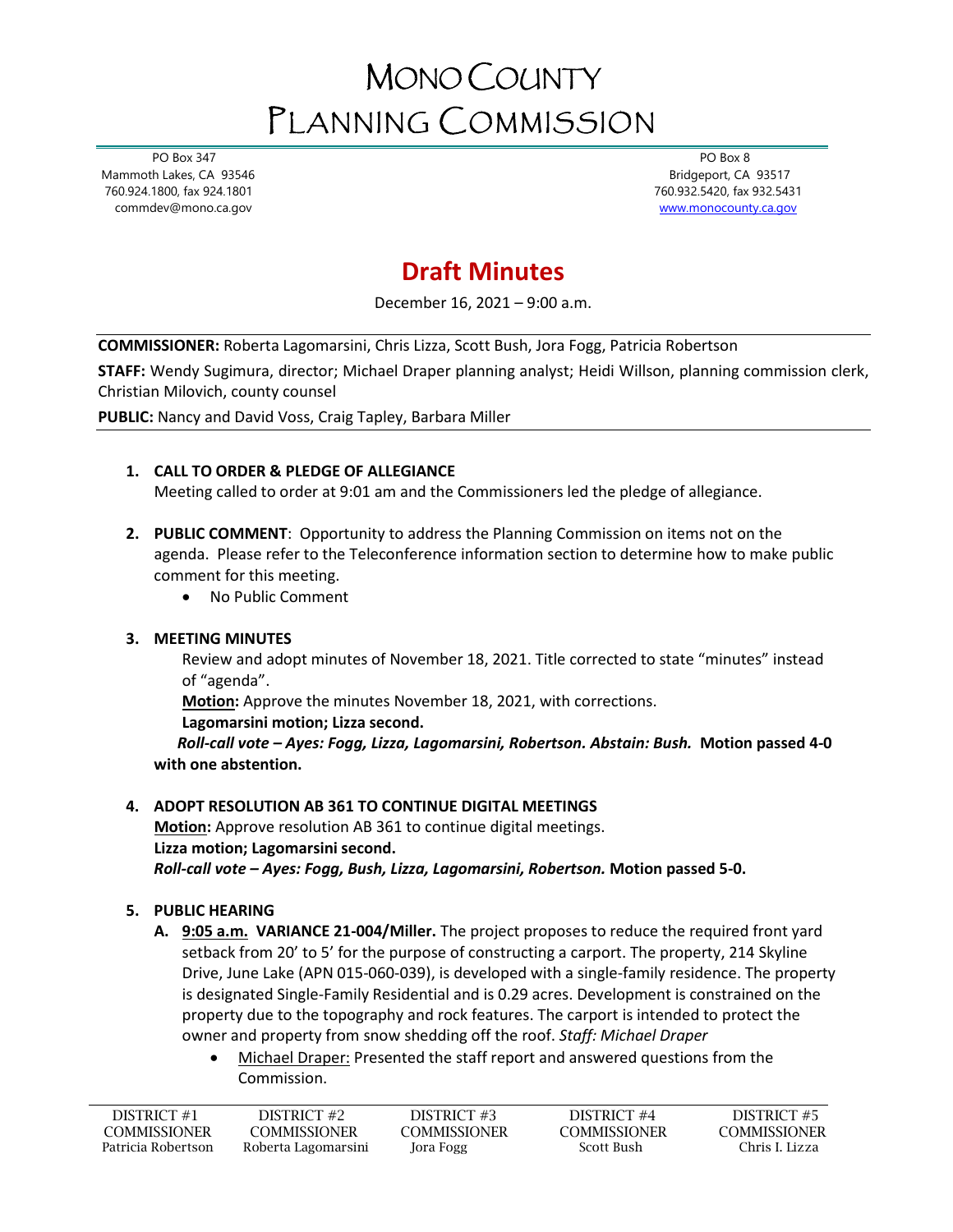# Mono County Planning Commission

PO Box 347
Mammoth Lakes, CA 93546
760.924.1800, fax 924.1801
commdev@mono.ca.gov

PO Box 8
Bridgeport, CA 93517
760.932.5420, fax 932.5431
www.monocounty.ca.gov

## Draft Minutes

December 16, 2021 – 9:00 a.m.

**COMMISSIONER:** Roberta Lagomarsini, Chris Lizza, Scott Bush, Jora Fogg, Patricia Robertson

**STAFF:** Wendy Sugimura, director; Michael Draper planning analyst; Heidi Willson, planning commission clerk, Christian Milovich, county counsel

**PUBLIC:** Nancy and David Voss, Craig Tapley, Barbara Miller

1. **CALL TO ORDER & PLEDGE OF ALLEGIANCE**
   Meeting called to order at 9:01 am and the Commissioners led the pledge of allegiance.

2. **PUBLIC COMMENT**: Opportunity to address the Planning Commission on items not on the agenda. Please refer to the Teleconference information section to determine how to make public comment for this meeting.
   - No Public Comment

3. **MEETING MINUTES**
   Review and adopt minutes of November 18, 2021. Title corrected to state "minutes" instead of "agenda".
   **Motion:** Approve the minutes November 18, 2021, with corrections.
   **Lagomarsini motion; Lizza second.**
   ***Roll-call vote – Ayes: Fogg, Lizza, Lagomarsini, Robertson. Abstain: Bush.*** **Motion passed 4-0 with one abstention.**

4. **ADOPT RESOLUTION AB 361 TO CONTINUE DIGITAL MEETINGS**
   **Motion:** Approve resolution AB 361 to continue digital meetings.
   **Lizza motion; Lagomarsini second.**
   ***Roll-call vote – Ayes: Fogg, Bush, Lizza, Lagomarsini, Robertson.*** **Motion passed 5-0.**

5. **PUBLIC HEARING**
   A. **9:05 a.m. VARIANCE 21-004/Miller.** The project proposes to reduce the required front yard setback from 20' to 5' for the purpose of constructing a carport. The property, 214 Skyline Drive, June Lake (APN 015-060-039), is developed with a single-family residence. The property is designated Single-Family Residential and is 0.29 acres. Development is constrained on the property due to the topography and rock features. The carport is intended to protect the owner and property from snow shedding off the roof. *Staff: Michael Draper*
      - Michael Draper: Presented the staff report and answered questions from the Commission.

| DISTRICT #1 COMMISSIONER | DISTRICT #2 COMMISSIONER | DISTRICT #3 COMMISSIONER | DISTRICT #4 COMMISSIONER | DISTRICT #5 COMMISSIONER |
| --- | --- | --- | --- | --- |
| Patricia Robertson | Roberta Lagomarsini | Jora Fogg | Scott Bush | Chris I. Lizza |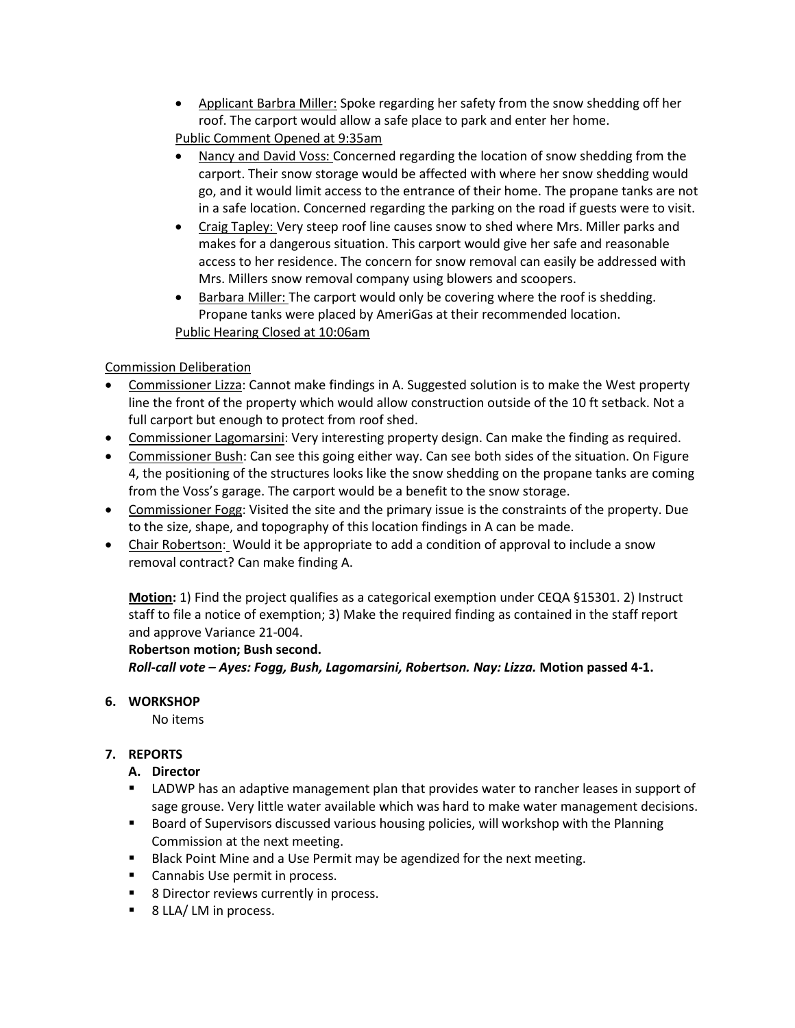- Applicant Barbra Miller: Spoke regarding her safety from the snow shedding off her roof. The carport would allow a safe place to park and enter her home.

Public Comment Opened at 9:35am

- Nancy and David Voss: Concerned regarding the location of snow shedding from the carport. Their snow storage would be affected with where her snow shedding would go, and it would limit access to the entrance of their home. The propane tanks are not in a safe location. Concerned regarding the parking on the road if guests were to visit.
- Craig Tapley: Very steep roof line causes snow to shed where Mrs. Miller parks and makes for a dangerous situation. This carport would give her safe and reasonable access to her residence. The concern for snow removal can easily be addressed with Mrs. Millers snow removal company using blowers and scoopers.
- Barbara Miller: The carport would only be covering where the roof is shedding. Propane tanks were placed by AmeriGas at their recommended location.

Public Hearing Closed at 10:06am

Commission Deliberation

- Commissioner Lizza: Cannot make findings in A. Suggested solution is to make the West property line the front of the property which would allow construction outside of the 10 ft setback. Not a full carport but enough to protect from roof shed.
- Commissioner Lagomarsini: Very interesting property design. Can make the finding as required.
- Commissioner Bush: Can see this going either way. Can see both sides of the situation. On Figure 4, the positioning of the structures looks like the snow shedding on the propane tanks are coming from the Voss's garage. The carport would be a benefit to the snow storage.
- Commissioner Fogg: Visited the site and the primary issue is the constraints of the property. Due to the size, shape, and topography of this location findings in A can be made.
- Chair Robertson: Would it be appropriate to add a condition of approval to include a snow removal contract? Can make finding A.

**Motion:** 1) Find the project qualifies as a categorical exemption under CEQA §15301. 2) Instruct staff to file a notice of exemption; 3) Make the required finding as contained in the staff report and approve Variance 21-004.

**Robertson motion; Bush second.**

***Roll-call vote – Ayes: Fogg, Bush, Lagomarsini, Robertson. Nay: Lizza.*** **Motion passed 4-1.**

## 6. WORKSHOP

No items

## 7. REPORTS

### A. Director

- LADWP has an adaptive management plan that provides water to rancher leases in support of sage grouse. Very little water available which was hard to make water management decisions.
- Board of Supervisors discussed various housing policies, will workshop with the Planning Commission at the next meeting.
- Black Point Mine and a Use Permit may be agendized for the next meeting.
- Cannabis Use permit in process.
- 8 Director reviews currently in process.
- 8 LLA/ LM in process.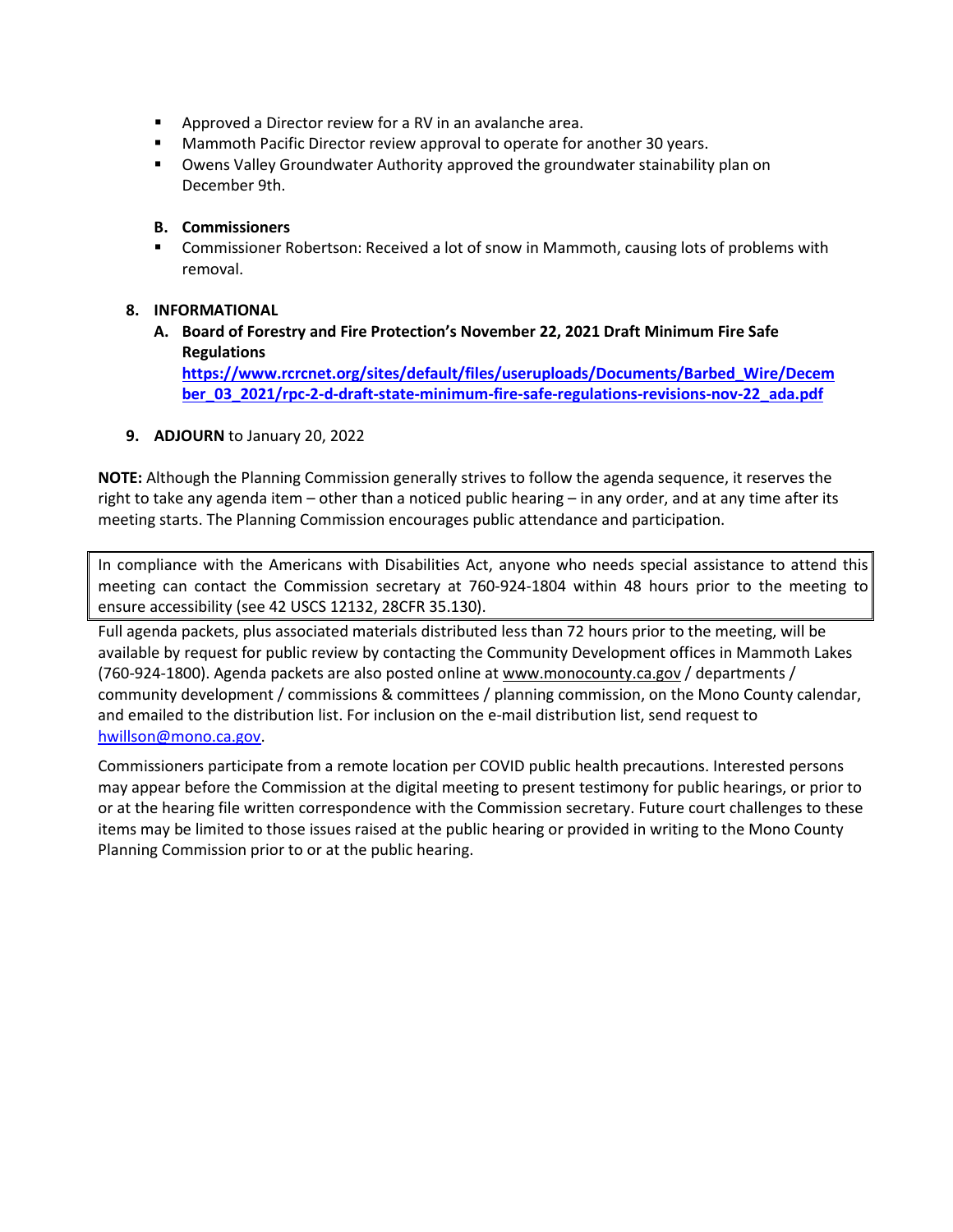- Approved a Director review for a RV in an avalanche area.
- Mammoth Pacific Director review approval to operate for another 30 years.
- Owens Valley Groundwater Authority approved the groundwater stainability plan on December 9th.

**B. Commissioners**

- Commissioner Robertson: Received a lot of snow in Mammoth, causing lots of problems with removal.

**8. INFORMATIONAL**

**A. Board of Forestry and Fire Protection's November 22, 2021 Draft Minimum Fire Safe Regulations**
**https://www.rcrcnet.org/sites/default/files/useruploads/Documents/Barbed_Wire/December_03_2021/rpc-2-d-draft-state-minimum-fire-safe-regulations-revisions-nov-22_ada.pdf**

**9. ADJOURN** to January 20, 2022

**NOTE:** Although the Planning Commission generally strives to follow the agenda sequence, it reserves the right to take any agenda item – other than a noticed public hearing – in any order, and at any time after its meeting starts. The Planning Commission encourages public attendance and participation.

In compliance with the Americans with Disabilities Act, anyone who needs special assistance to attend this meeting can contact the Commission secretary at 760-924-1804 within 48 hours prior to the meeting to ensure accessibility (see 42 USCS 12132, 28CFR 35.130).

Full agenda packets, plus associated materials distributed less than 72 hours prior to the meeting, will be available by request for public review by contacting the Community Development offices in Mammoth Lakes (760-924-1800). Agenda packets are also posted online at www.monocounty.ca.gov / departments / community development / commissions & committees / planning commission, on the Mono County calendar, and emailed to the distribution list. For inclusion on the e-mail distribution list, send request to hwillson@mono.ca.gov.

Commissioners participate from a remote location per COVID public health precautions. Interested persons may appear before the Commission at the digital meeting to present testimony for public hearings, or prior to or at the hearing file written correspondence with the Commission secretary. Future court challenges to these items may be limited to those issues raised at the public hearing or provided in writing to the Mono County Planning Commission prior to or at the public hearing.